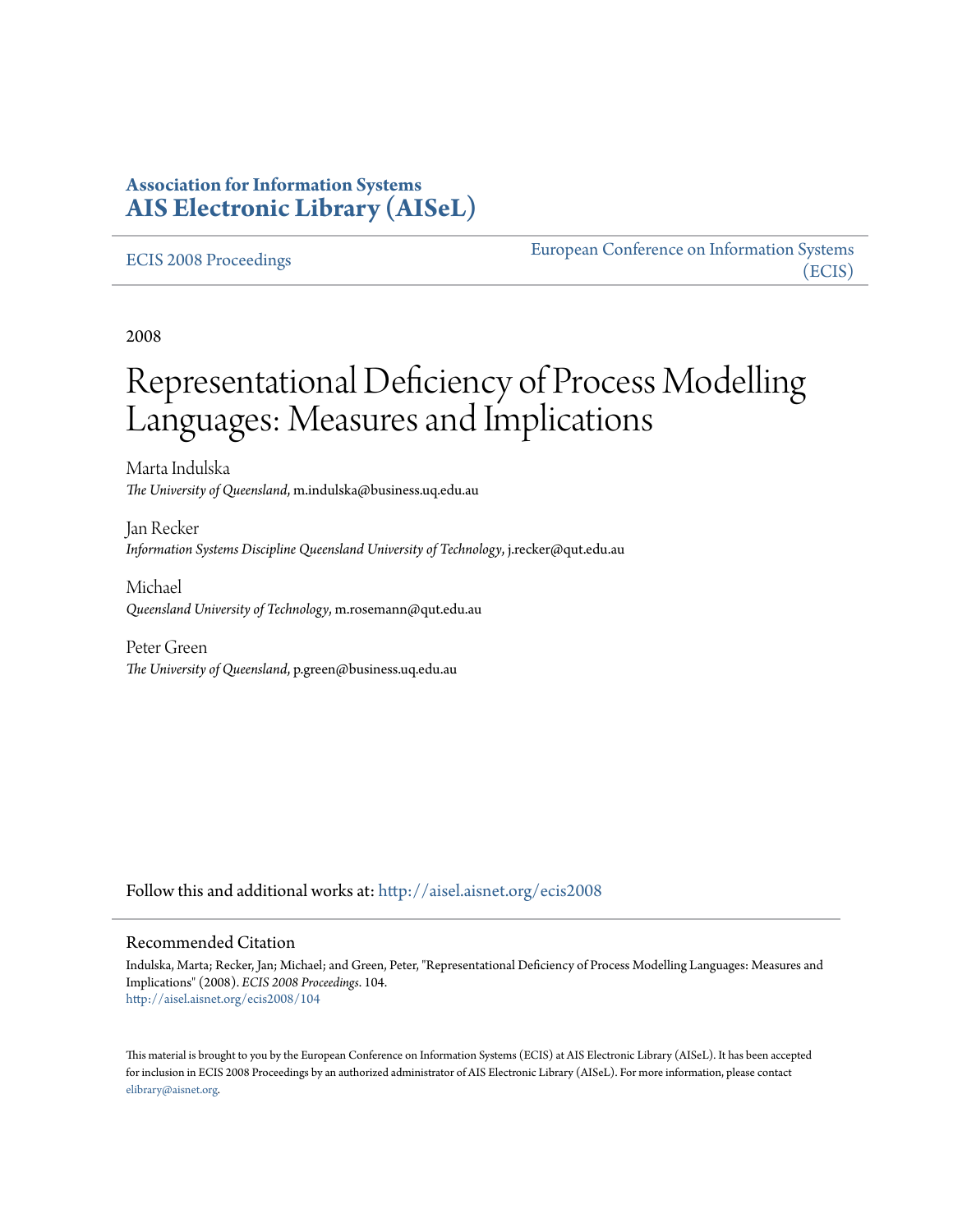# Association for Information Systems
# AIS Electronic Library (AISeL)

ECIS 2008 Proceedings

European Conference on Information Systems (ECIS)

2008

# Representational Deficiency of Process Modelling Languages: Measures and Implications

Marta Indulska
*The University of Queensland*, m.indulska@business.uq.edu.au

Jan Recker
*Information Systems Discipline Queensland University of Technology*, j.recker@qut.edu.au

Michael
*Queensland University of Technology*, m.rosemann@qut.edu.au

Peter Green
*The University of Queensland*, p.green@business.uq.edu.au

Follow this and additional works at: http://aisel.aisnet.org/ecis2008

## Recommended Citation

Indulska, Marta; Recker, Jan; Michael; and Green, Peter, "Representational Deficiency of Process Modelling Languages: Measures and Implications" (2008). *ECIS 2008 Proceedings*. 104.
http://aisel.aisnet.org/ecis2008/104

This material is brought to you by the European Conference on Information Systems (ECIS) at AIS Electronic Library (AISeL). It has been accepted for inclusion in ECIS 2008 Proceedings by an authorized administrator of AIS Electronic Library (AISeL). For more information, please contact elibrary@aisnet.org.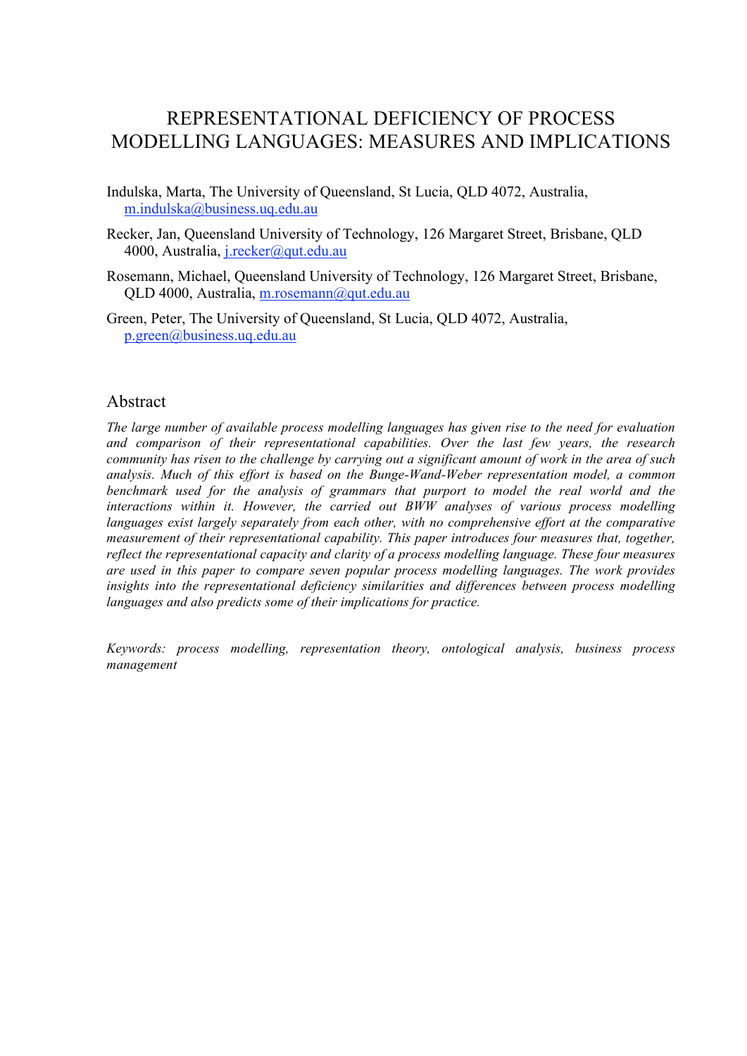# REPRESENTATIONAL DEFICIENCY OF PROCESS MODELLING LANGUAGES: MEASURES AND IMPLICATIONS

Indulska, Marta, The University of Queensland, St Lucia, QLD 4072, Australia, m.indulska@business.uq.edu.au

Recker, Jan, Queensland University of Technology, 126 Margaret Street, Brisbane, QLD 4000, Australia, j.recker@qut.edu.au

Rosemann, Michael, Queensland University of Technology, 126 Margaret Street, Brisbane, QLD 4000, Australia, m.rosemann@qut.edu.au

Green, Peter, The University of Queensland, St Lucia, QLD 4072, Australia, p.green@business.uq.edu.au

## Abstract

*The large number of available process modelling languages has given rise to the need for evaluation and comparison of their representational capabilities. Over the last few years, the research community has risen to the challenge by carrying out a significant amount of work in the area of such analysis. Much of this effort is based on the Bunge-Wand-Weber representation model, a common benchmark used for the analysis of grammars that purport to model the real world and the interactions within it. However, the carried out BWW analyses of various process modelling languages exist largely separately from each other, with no comprehensive effort at the comparative measurement of their representational capability. This paper introduces four measures that, together, reflect the representational capacity and clarity of a process modelling language. These four measures are used in this paper to compare seven popular process modelling languages. The work provides insights into the representational deficiency similarities and differences between process modelling languages and also predicts some of their implications for practice.*

*Keywords: process modelling, representation theory, ontological analysis, business process management*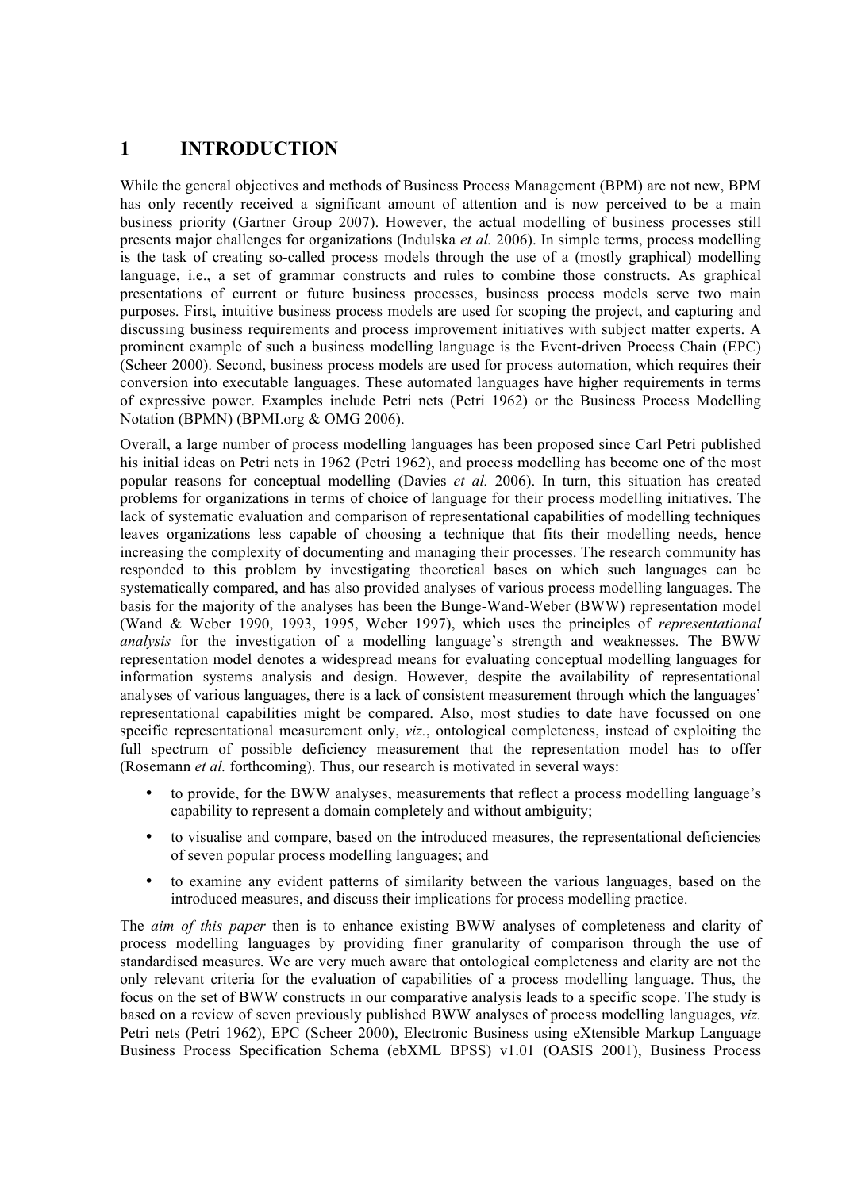# 1 INTRODUCTION

While the general objectives and methods of Business Process Management (BPM) are not new, BPM has only recently received a significant amount of attention and is now perceived to be a main business priority (Gartner Group 2007). However, the actual modelling of business processes still presents major challenges for organizations (Indulska *et al.* 2006). In simple terms, process modelling is the task of creating so-called process models through the use of a (mostly graphical) modelling language, i.e., a set of grammar constructs and rules to combine those constructs. As graphical presentations of current or future business processes, business process models serve two main purposes. First, intuitive business process models are used for scoping the project, and capturing and discussing business requirements and process improvement initiatives with subject matter experts. A prominent example of such a business modelling language is the Event-driven Process Chain (EPC) (Scheer 2000). Second, business process models are used for process automation, which requires their conversion into executable languages. These automated languages have higher requirements in terms of expressive power. Examples include Petri nets (Petri 1962) or the Business Process Modelling Notation (BPMN) (BPMI.org & OMG 2006).

Overall, a large number of process modelling languages has been proposed since Carl Petri published his initial ideas on Petri nets in 1962 (Petri 1962), and process modelling has become one of the most popular reasons for conceptual modelling (Davies *et al.* 2006). In turn, this situation has created problems for organizations in terms of choice of language for their process modelling initiatives. The lack of systematic evaluation and comparison of representational capabilities of modelling techniques leaves organizations less capable of choosing a technique that fits their modelling needs, hence increasing the complexity of documenting and managing their processes. The research community has responded to this problem by investigating theoretical bases on which such languages can be systematically compared, and has also provided analyses of various process modelling languages. The basis for the majority of the analyses has been the Bunge-Wand-Weber (BWW) representation model (Wand & Weber 1990, 1993, 1995, Weber 1997), which uses the principles of *representational analysis* for the investigation of a modelling language's strength and weaknesses. The BWW representation model denotes a widespread means for evaluating conceptual modelling languages for information systems analysis and design. However, despite the availability of representational analyses of various languages, there is a lack of consistent measurement through which the languages' representational capabilities might be compared. Also, most studies to date have focussed on one specific representational measurement only, *viz.*, ontological completeness, instead of exploiting the full spectrum of possible deficiency measurement that the representation model has to offer (Rosemann *et al.* forthcoming). Thus, our research is motivated in several ways:

- to provide, for the BWW analyses, measurements that reflect a process modelling language's capability to represent a domain completely and without ambiguity;
- to visualise and compare, based on the introduced measures, the representational deficiencies of seven popular process modelling languages; and
- to examine any evident patterns of similarity between the various languages, based on the introduced measures, and discuss their implications for process modelling practice.

The *aim of this paper* then is to enhance existing BWW analyses of completeness and clarity of process modelling languages by providing finer granularity of comparison through the use of standardised measures. We are very much aware that ontological completeness and clarity are not the only relevant criteria for the evaluation of capabilities of a process modelling language. Thus, the focus on the set of BWW constructs in our comparative analysis leads to a specific scope. The study is based on a review of seven previously published BWW analyses of process modelling languages, *viz.* Petri nets (Petri 1962), EPC (Scheer 2000), Electronic Business using eXtensible Markup Language Business Process Specification Schema (ebXML BPSS) v1.01 (OASIS 2001), Business Process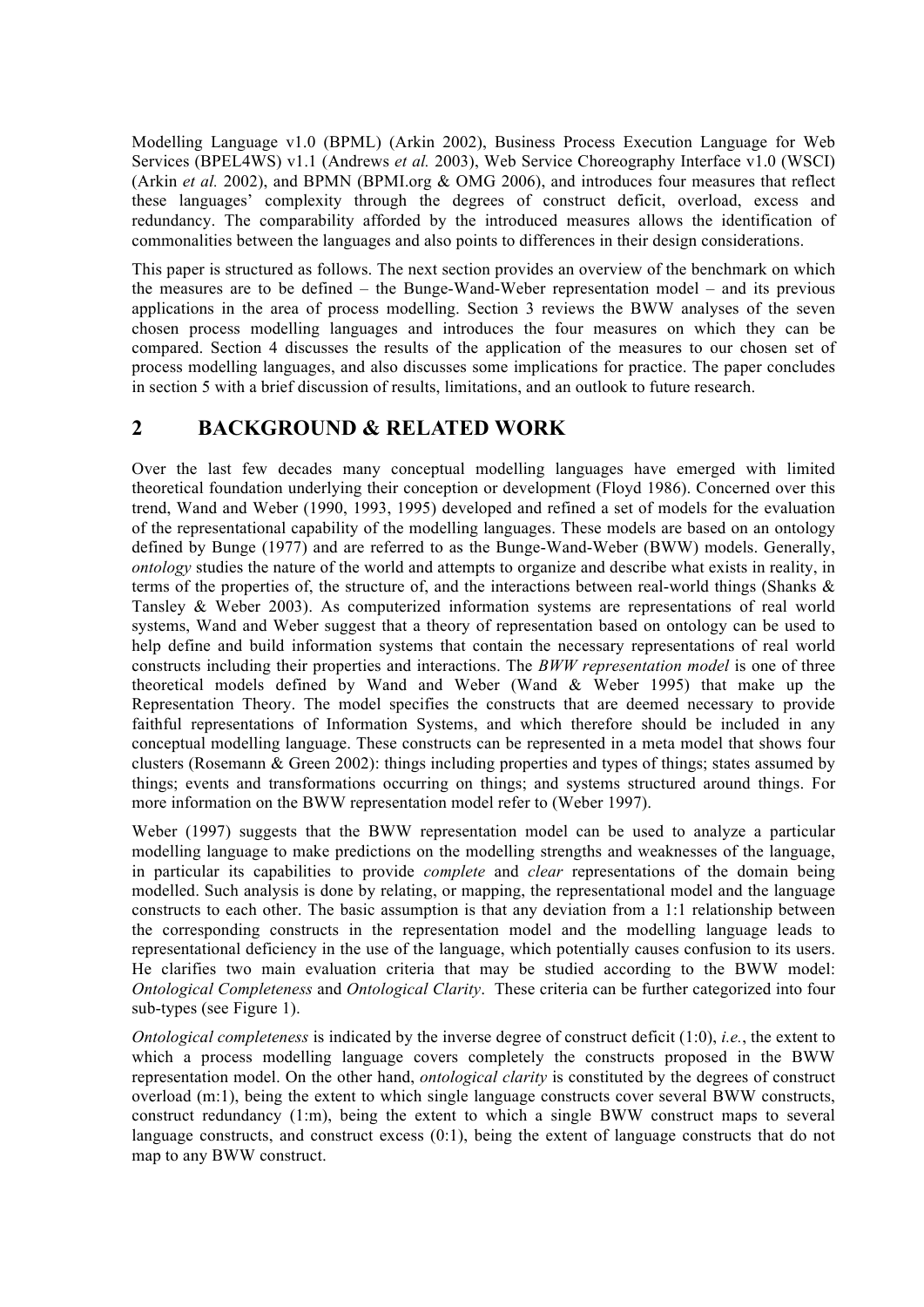Modelling Language v1.0 (BPML) (Arkin 2002), Business Process Execution Language for Web Services (BPEL4WS) v1.1 (Andrews *et al.* 2003), Web Service Choreography Interface v1.0 (WSCI) (Arkin *et al.* 2002), and BPMN (BPMI.org & OMG 2006), and introduces four measures that reflect these languages' complexity through the degrees of construct deficit, overload, excess and redundancy. The comparability afforded by the introduced measures allows the identification of commonalities between the languages and also points to differences in their design considerations.

This paper is structured as follows. The next section provides an overview of the benchmark on which the measures are to be defined – the Bunge-Wand-Weber representation model – and its previous applications in the area of process modelling. Section 3 reviews the BWW analyses of the seven chosen process modelling languages and introduces the four measures on which they can be compared. Section 4 discusses the results of the application of the measures to our chosen set of process modelling languages, and also discusses some implications for practice. The paper concludes in section 5 with a brief discussion of results, limitations, and an outlook to future research.

## 2 BACKGROUND & RELATED WORK

Over the last few decades many conceptual modelling languages have emerged with limited theoretical foundation underlying their conception or development (Floyd 1986). Concerned over this trend, Wand and Weber (1990, 1993, 1995) developed and refined a set of models for the evaluation of the representational capability of the modelling languages. These models are based on an ontology defined by Bunge (1977) and are referred to as the Bunge-Wand-Weber (BWW) models. Generally, *ontology* studies the nature of the world and attempts to organize and describe what exists in reality, in terms of the properties of, the structure of, and the interactions between real-world things (Shanks & Tansley & Weber 2003). As computerized information systems are representations of real world systems, Wand and Weber suggest that a theory of representation based on ontology can be used to help define and build information systems that contain the necessary representations of real world constructs including their properties and interactions. The *BWW representation model* is one of three theoretical models defined by Wand and Weber (Wand & Weber 1995) that make up the Representation Theory. The model specifies the constructs that are deemed necessary to provide faithful representations of Information Systems, and which therefore should be included in any conceptual modelling language. These constructs can be represented in a meta model that shows four clusters (Rosemann & Green 2002): things including properties and types of things; states assumed by things; events and transformations occurring on things; and systems structured around things. For more information on the BWW representation model refer to (Weber 1997).

Weber (1997) suggests that the BWW representation model can be used to analyze a particular modelling language to make predictions on the modelling strengths and weaknesses of the language, in particular its capabilities to provide *complete* and *clear* representations of the domain being modelled. Such analysis is done by relating, or mapping, the representational model and the language constructs to each other. The basic assumption is that any deviation from a 1:1 relationship between the corresponding constructs in the representation model and the modelling language leads to representational deficiency in the use of the language, which potentially causes confusion to its users. He clarifies two main evaluation criteria that may be studied according to the BWW model: *Ontological Completeness* and *Ontological Clarity*. These criteria can be further categorized into four sub-types (see Figure 1).

*Ontological completeness* is indicated by the inverse degree of construct deficit (1:0), *i.e.*, the extent to which a process modelling language covers completely the constructs proposed in the BWW representation model. On the other hand, *ontological clarity* is constituted by the degrees of construct overload (m:1), being the extent to which single language constructs cover several BWW constructs, construct redundancy (1:m), being the extent to which a single BWW construct maps to several language constructs, and construct excess (0:1), being the extent of language constructs that do not map to any BWW construct.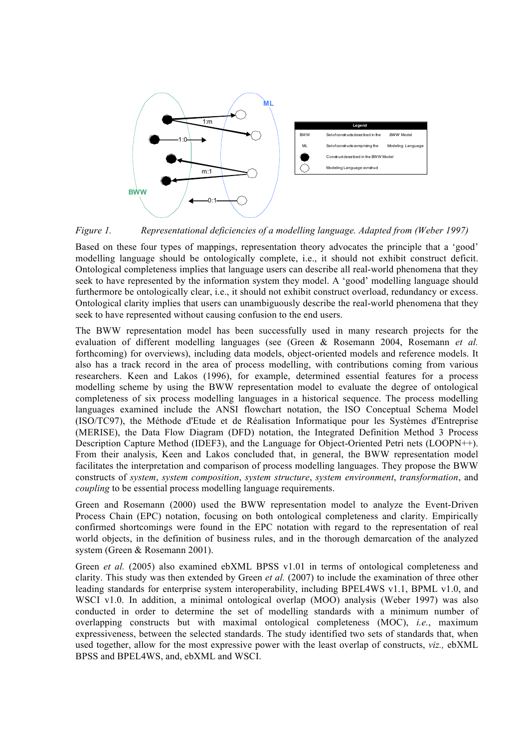*Figure 1. Representational deficiencies of a modelling language. Adapted from (Weber 1997)*

Based on these four types of mappings, representation theory advocates the principle that a 'good' modelling language should be ontologically complete, i.e., it should not exhibit construct deficit. Ontological completeness implies that language users can describe all real-world phenomena that they seek to have represented by the information system they model. A 'good' modelling language should furthermore be ontologically clear, i.e., it should not exhibit construct overload, redundancy or excess. Ontological clarity implies that users can unambiguously describe the real-world phenomena that they seek to have represented without causing confusion to the end users.

The BWW representation model has been successfully used in many research projects for the evaluation of different modelling languages (see (Green & Rosemann 2004, Rosemann *et al.* forthcoming) for overviews), including data models, object-oriented models and reference models. It also has a track record in the area of process modelling, with contributions coming from various researchers. Keen and Lakos (1996), for example, determined essential features for a process modelling scheme by using the BWW representation model to evaluate the degree of ontological completeness of six process modelling languages in a historical sequence. The process modelling languages examined include the ANSI flowchart notation, the ISO Conceptual Schema Model (ISO/TC97), the Méthode d'Etude et de Réalisation Informatique pour les Systèmes d'Entreprise (MERISE), the Data Flow Diagram (DFD) notation, the Integrated Definition Method 3 Process Description Capture Method (IDEF3), and the Language for Object-Oriented Petri nets (LOOPN++). From their analysis, Keen and Lakos concluded that, in general, the BWW representation model facilitates the interpretation and comparison of process modelling languages. They propose the BWW constructs of *system*, *system composition*, *system structure*, *system environment*, *transformation*, and *coupling* to be essential process modelling language requirements.

Green and Rosemann (2000) used the BWW representation model to analyze the Event-Driven Process Chain (EPC) notation, focusing on both ontological completeness and clarity. Empirically confirmed shortcomings were found in the EPC notation with regard to the representation of real world objects, in the definition of business rules, and in the thorough demarcation of the analyzed system (Green & Rosemann 2001).

Green *et al.* (2005) also examined ebXML BPSS v1.01 in terms of ontological completeness and clarity. This study was then extended by Green *et al.* (2007) to include the examination of three other leading standards for enterprise system interoperability, including BPEL4WS v1.1, BPML v1.0, and WSCI v1.0. In addition, a minimal ontological overlap (MOO) analysis (Weber 1997) was also conducted in order to determine the set of modelling standards with a minimum number of overlapping constructs but with maximal ontological completeness (MOC), *i.e.*, maximum expressiveness, between the selected standards. The study identified two sets of standards that, when used together, allow for the most expressive power with the least overlap of constructs, *viz.,* ebXML BPSS and BPEL4WS, and, ebXML and WSCI.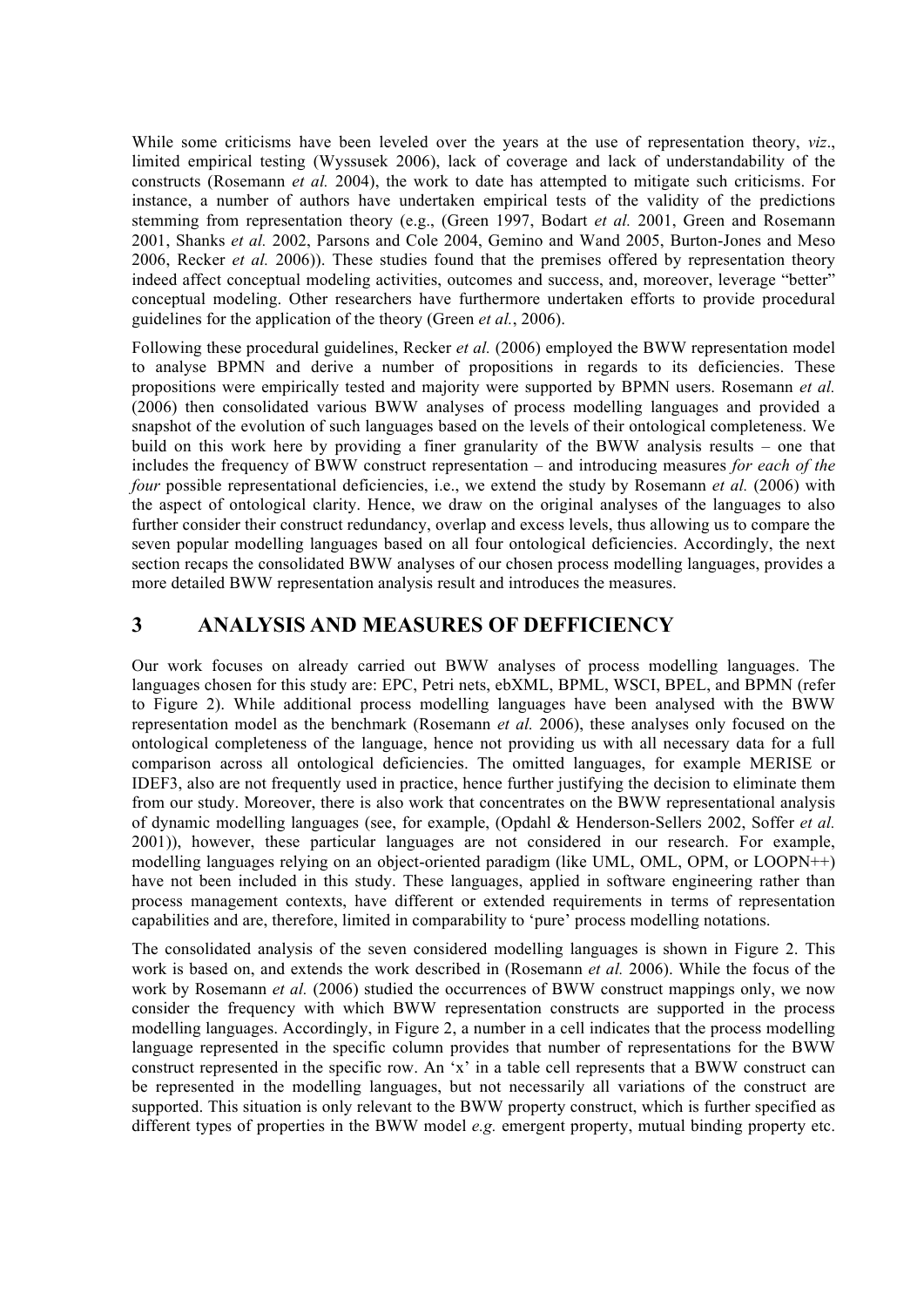While some criticisms have been leveled over the years at the use of representation theory, *viz*., limited empirical testing (Wyssusek 2006), lack of coverage and lack of understandability of the constructs (Rosemann *et al.* 2004), the work to date has attempted to mitigate such criticisms. For instance, a number of authors have undertaken empirical tests of the validity of the predictions stemming from representation theory (e.g., (Green 1997, Bodart *et al.* 2001, Green and Rosemann 2001, Shanks *et al.* 2002, Parsons and Cole 2004, Gemino and Wand 2005, Burton-Jones and Meso 2006, Recker *et al.* 2006)). These studies found that the premises offered by representation theory indeed affect conceptual modeling activities, outcomes and success, and, moreover, leverage "better" conceptual modeling. Other researchers have furthermore undertaken efforts to provide procedural guidelines for the application of the theory (Green *et al.*, 2006).

Following these procedural guidelines, Recker *et al.* (2006) employed the BWW representation model to analyse BPMN and derive a number of propositions in regards to its deficiencies. These propositions were empirically tested and majority were supported by BPMN users. Rosemann *et al.* (2006) then consolidated various BWW analyses of process modelling languages and provided a snapshot of the evolution of such languages based on the levels of their ontological completeness. We build on this work here by providing a finer granularity of the BWW analysis results – one that includes the frequency of BWW construct representation – and introducing measures *for each of the four* possible representational deficiencies, i.e., we extend the study by Rosemann *et al.* (2006) with the aspect of ontological clarity. Hence, we draw on the original analyses of the languages to also further consider their construct redundancy, overlap and excess levels, thus allowing us to compare the seven popular modelling languages based on all four ontological deficiencies. Accordingly, the next section recaps the consolidated BWW analyses of our chosen process modelling languages, provides a more detailed BWW representation analysis result and introduces the measures.

# 3 ANALYSIS AND MEASURES OF DEFFICIENCY

Our work focuses on already carried out BWW analyses of process modelling languages. The languages chosen for this study are: EPC, Petri nets, ebXML, BPML, WSCI, BPEL, and BPMN (refer to Figure 2). While additional process modelling languages have been analysed with the BWW representation model as the benchmark (Rosemann *et al.* 2006), these analyses only focused on the ontological completeness of the language, hence not providing us with all necessary data for a full comparison across all ontological deficiencies. The omitted languages, for example MERISE or IDEF3, also are not frequently used in practice, hence further justifying the decision to eliminate them from our study. Moreover, there is also work that concentrates on the BWW representational analysis of dynamic modelling languages (see, for example, (Opdahl & Henderson-Sellers 2002, Soffer *et al.* 2001)), however, these particular languages are not considered in our research. For example, modelling languages relying on an object-oriented paradigm (like UML, OML, OPM, or LOOPN++) have not been included in this study. These languages, applied in software engineering rather than process management contexts, have different or extended requirements in terms of representation capabilities and are, therefore, limited in comparability to 'pure' process modelling notations.

The consolidated analysis of the seven considered modelling languages is shown in Figure 2. This work is based on, and extends the work described in (Rosemann *et al.* 2006). While the focus of the work by Rosemann *et al.* (2006) studied the occurrences of BWW construct mappings only, we now consider the frequency with which BWW representation constructs are supported in the process modelling languages. Accordingly, in Figure 2, a number in a cell indicates that the process modelling language represented in the specific column provides that number of representations for the BWW construct represented in the specific row. An 'x' in a table cell represents that a BWW construct can be represented in the modelling languages, but not necessarily all variations of the construct are supported. This situation is only relevant to the BWW property construct, which is further specified as different types of properties in the BWW model *e.g.* emergent property, mutual binding property etc.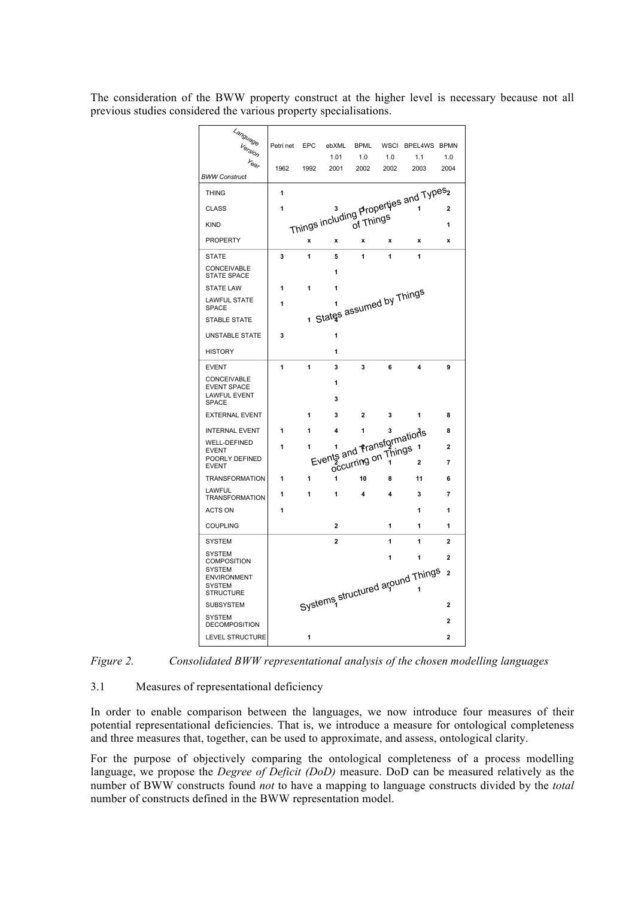The consideration of the BWW property construct at the higher level is necessary because not all previous studies considered the various property specialisations.

| BWW Construct \ Language / Version / Year | Petri net<br>1962 | EPC<br>1992 | ebXML 1.01<br>2001 | BPML 1.0<br>2002 | WSCI 1.0<br>2002 | BPEL4WS 1.1<br>2003 | BPMN 1.0<br>2004 |
|---|---|---|---|---|---|---|---|
| **Things including Properties and Types of Things** | | | | | | | |
| THING | 1 | | | | | | 2 |
| CLASS | 1 | | 3 | 1 | 1 | 1 | 2 |
| KIND | | | | | | | 1 |
| PROPERTY | | x | x | x | x | x | x |
| **States assumed by Things** | | | | | | | |
| STATE | 3 | 1 | 5 | 1 | 1 | 1 | |
| CONCEIVABLE STATE SPACE | | | 1 | | | | |
| STATE LAW | 1 | 1 | 1 | | | | |
| LAWFUL STATE SPACE | 1 | | 1 | | | | |
| STABLE STATE | | 1 | 4 | | | | |
| UNSTABLE STATE | 3 | | 1 | | | | |
| HISTORY | | | 1 | | | | |
| **Events and Transformations occurring on Things** | | | | | | | |
| EVENT | 1 | 1 | 3 | 3 | 6 | 4 | 9 |
| CONCEIVABLE EVENT SPACE | | | 1 | | | | |
| LAWFUL EVENT SPACE | | | 3 | | | | |
| EXTERNAL EVENT | | 1 | 3 | 2 | 3 | 1 | 8 |
| INTERNAL EVENT | 1 | 1 | 4 | 1 | 3 | 3 | 8 |
| WELL-DEFINED EVENT | 1 | 1 | 1 | 2 | 2 | 1 | 2 |
| POORLY DEFINED EVENT | | | 2 | | 1 | 2 | 7 |
| TRANSFORMATION | 1 | 1 | 1 | 10 | 8 | 11 | 6 |
| LAWFUL TRANSFORMATION | 1 | 1 | 1 | 4 | 4 | 3 | 7 |
| ACTS ON | 1 | | | | | 1 | 1 |
| COUPLING | | | 2 | | 1 | 1 | 1 |
| **Systems structured around Things** | | | | | | | |
| SYSTEM | | | 2 | | 1 | 1 | 2 |
| SYSTEM COMPOSITION | | | | | 1 | 1 | 2 |
| SYSTEM ENVIRONMENT | | | | | | | 2 |
| SYSTEM STRUCTURE | | | | | 1 | 1 | |
| SUBSYSTEM | | | 1 | | | | 2 |
| SYSTEM DECOMPOSITION | | | | | | | 2 |
| LEVEL STRUCTURE | | 1 | | | | | 2 |

*Figure 2. Consolidated BWW representational analysis of the chosen modelling languages*

### 3.1 Measures of representational deficiency

In order to enable comparison between the languages, we now introduce four measures of their potential representational deficiencies. That is, we introduce a measure for ontological completeness and three measures that, together, can be used to approximate, and assess, ontological clarity.

For the purpose of objectively comparing the ontological completeness of a process modelling language, we propose the *Degree of Deficit (DoD)* measure. DoD can be measured relatively as the number of BWW constructs found *not* to have a mapping to language constructs divided by the *total* number of constructs defined in the BWW representation model.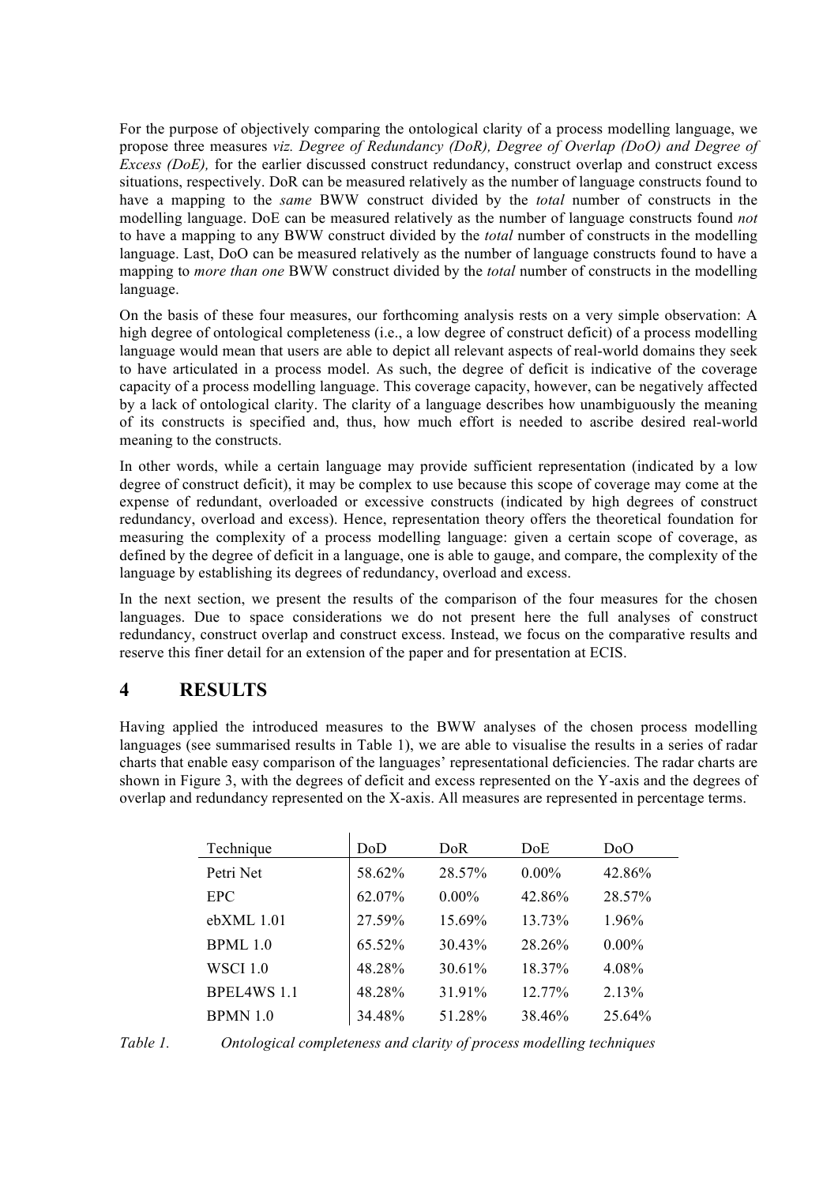For the purpose of objectively comparing the ontological clarity of a process modelling language, we propose three measures *viz. Degree of Redundancy (DoR), Degree of Overlap (DoO) and Degree of Excess (DoE),* for the earlier discussed construct redundancy, construct overlap and construct excess situations, respectively. DoR can be measured relatively as the number of language constructs found to have a mapping to the *same* BWW construct divided by the *total* number of constructs in the modelling language. DoE can be measured relatively as the number of language constructs found *not* to have a mapping to any BWW construct divided by the *total* number of constructs in the modelling language. Last, DoO can be measured relatively as the number of language constructs found to have a mapping to *more than one* BWW construct divided by the *total* number of constructs in the modelling language.

On the basis of these four measures, our forthcoming analysis rests on a very simple observation: A high degree of ontological completeness (i.e., a low degree of construct deficit) of a process modelling language would mean that users are able to depict all relevant aspects of real-world domains they seek to have articulated in a process model. As such, the degree of deficit is indicative of the coverage capacity of a process modelling language. This coverage capacity, however, can be negatively affected by a lack of ontological clarity. The clarity of a language describes how unambiguously the meaning of its constructs is specified and, thus, how much effort is needed to ascribe desired real-world meaning to the constructs.

In other words, while a certain language may provide sufficient representation (indicated by a low degree of construct deficit), it may be complex to use because this scope of coverage may come at the expense of redundant, overloaded or excessive constructs (indicated by high degrees of construct redundancy, overload and excess). Hence, representation theory offers the theoretical foundation for measuring the complexity of a process modelling language: given a certain scope of coverage, as defined by the degree of deficit in a language, one is able to gauge, and compare, the complexity of the language by establishing its degrees of redundancy, overload and excess.

In the next section, we present the results of the comparison of the four measures for the chosen languages. Due to space considerations we do not present here the full analyses of construct redundancy, construct overlap and construct excess. Instead, we focus on the comparative results and reserve this finer detail for an extension of the paper and for presentation at ECIS.

# 4 RESULTS

Having applied the introduced measures to the BWW analyses of the chosen process modelling languages (see summarised results in Table 1), we are able to visualise the results in a series of radar charts that enable easy comparison of the languages' representational deficiencies. The radar charts are shown in Figure 3, with the degrees of deficit and excess represented on the Y-axis and the degrees of overlap and redundancy represented on the X-axis. All measures are represented in percentage terms.

| Technique | DoD | DoR | DoE | DoO |
|---|---|---|---|---|
| Petri Net | 58.62% | 28.57% | 0.00% | 42.86% |
| EPC | 62.07% | 0.00% | 42.86% | 28.57% |
| ebXML 1.01 | 27.59% | 15.69% | 13.73% | 1.96% |
| BPML 1.0 | 65.52% | 30.43% | 28.26% | 0.00% |
| WSCI 1.0 | 48.28% | 30.61% | 18.37% | 4.08% |
| BPEL4WS 1.1 | 48.28% | 31.91% | 12.77% | 2.13% |
| BPMN 1.0 | 34.48% | 51.28% | 38.46% | 25.64% |

*Table 1. Ontological completeness and clarity of process modelling techniques*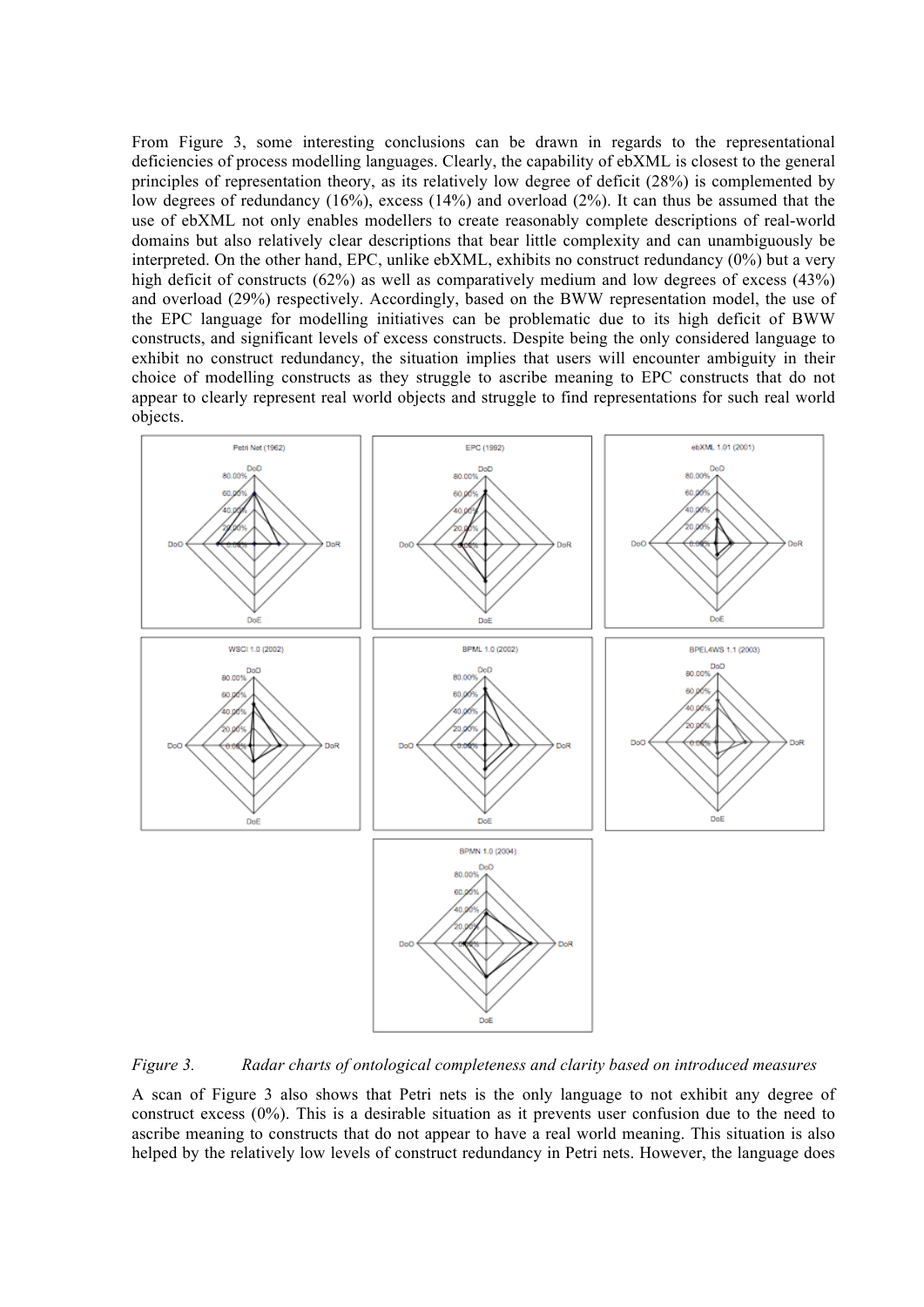From Figure 3, some interesting conclusions can be drawn in regards to the representational deficiencies of process modelling languages. Clearly, the capability of ebXML is closest to the general principles of representation theory, as its relatively low degree of deficit (28%) is complemented by low degrees of redundancy (16%), excess (14%) and overload (2%). It can thus be assumed that the use of ebXML not only enables modellers to create reasonably complete descriptions of real-world domains but also relatively clear descriptions that bear little complexity and can unambiguously be interpreted. On the other hand, EPC, unlike ebXML, exhibits no construct redundancy (0%) but a very high deficit of constructs (62%) as well as comparatively medium and low degrees of excess (43%) and overload (29%) respectively. Accordingly, based on the BWW representation model, the use of the EPC language for modelling initiatives can be problematic due to its high deficit of BWW constructs, and significant levels of excess constructs. Despite being the only considered language to exhibit no construct redundancy, the situation implies that users will encounter ambiguity in their choice of modelling constructs as they struggle to ascribe meaning to EPC constructs that do not appear to clearly represent real world objects and struggle to find representations for such real world objects.

*Figure 3. Radar charts of ontological completeness and clarity based on introduced measures*

A scan of Figure 3 also shows that Petri nets is the only language to not exhibit any degree of construct excess (0%). This is a desirable situation as it prevents user confusion due to the need to ascribe meaning to constructs that do not appear to have a real world meaning. This situation is also helped by the relatively low levels of construct redundancy in Petri nets. However, the language does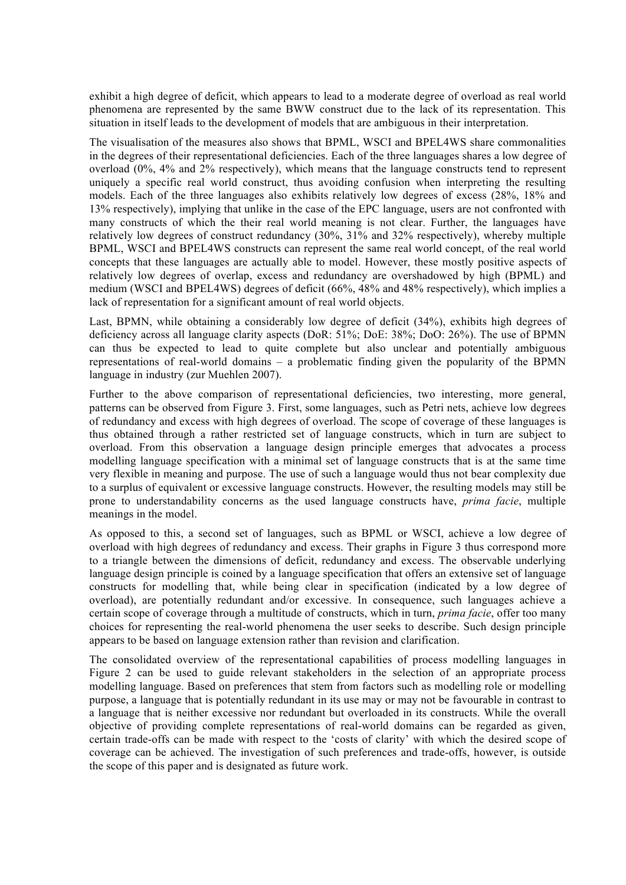exhibit a high degree of deficit, which appears to lead to a moderate degree of overload as real world phenomena are represented by the same BWW construct due to the lack of its representation. This situation in itself leads to the development of models that are ambiguous in their interpretation.

The visualisation of the measures also shows that BPML, WSCI and BPEL4WS share commonalities in the degrees of their representational deficiencies. Each of the three languages shares a low degree of overload (0%, 4% and 2% respectively), which means that the language constructs tend to represent uniquely a specific real world construct, thus avoiding confusion when interpreting the resulting models. Each of the three languages also exhibits relatively low degrees of excess (28%, 18% and 13% respectively), implying that unlike in the case of the EPC language, users are not confronted with many constructs of which the their real world meaning is not clear. Further, the languages have relatively low degrees of construct redundancy (30%, 31% and 32% respectively), whereby multiple BPML, WSCI and BPEL4WS constructs can represent the same real world concept, of the real world concepts that these languages are actually able to model. However, these mostly positive aspects of relatively low degrees of overlap, excess and redundancy are overshadowed by high (BPML) and medium (WSCI and BPEL4WS) degrees of deficit (66%, 48% and 48% respectively), which implies a lack of representation for a significant amount of real world objects.

Last, BPMN, while obtaining a considerably low degree of deficit (34%), exhibits high degrees of deficiency across all language clarity aspects (DoR: 51%; DoE: 38%; DoO: 26%). The use of BPMN can thus be expected to lead to quite complete but also unclear and potentially ambiguous representations of real-world domains – a problematic finding given the popularity of the BPMN language in industry (zur Muehlen 2007).

Further to the above comparison of representational deficiencies, two interesting, more general, patterns can be observed from Figure 3. First, some languages, such as Petri nets, achieve low degrees of redundancy and excess with high degrees of overload. The scope of coverage of these languages is thus obtained through a rather restricted set of language constructs, which in turn are subject to overload. From this observation a language design principle emerges that advocates a process modelling language specification with a minimal set of language constructs that is at the same time very flexible in meaning and purpose. The use of such a language would thus not bear complexity due to a surplus of equivalent or excessive language constructs. However, the resulting models may still be prone to understandability concerns as the used language constructs have, *prima facie*, multiple meanings in the model.

As opposed to this, a second set of languages, such as BPML or WSCI, achieve a low degree of overload with high degrees of redundancy and excess. Their graphs in Figure 3 thus correspond more to a triangle between the dimensions of deficit, redundancy and excess. The observable underlying language design principle is coined by a language specification that offers an extensive set of language constructs for modelling that, while being clear in specification (indicated by a low degree of overload), are potentially redundant and/or excessive. In consequence, such languages achieve a certain scope of coverage through a multitude of constructs, which in turn, *prima facie*, offer too many choices for representing the real-world phenomena the user seeks to describe. Such design principle appears to be based on language extension rather than revision and clarification.

The consolidated overview of the representational capabilities of process modelling languages in Figure 2 can be used to guide relevant stakeholders in the selection of an appropriate process modelling language. Based on preferences that stem from factors such as modelling role or modelling purpose, a language that is potentially redundant in its use may or may not be favourable in contrast to a language that is neither excessive nor redundant but overloaded in its constructs. While the overall objective of providing complete representations of real-world domains can be regarded as given, certain trade-offs can be made with respect to the 'costs of clarity' with which the desired scope of coverage can be achieved. The investigation of such preferences and trade-offs, however, is outside the scope of this paper and is designated as future work.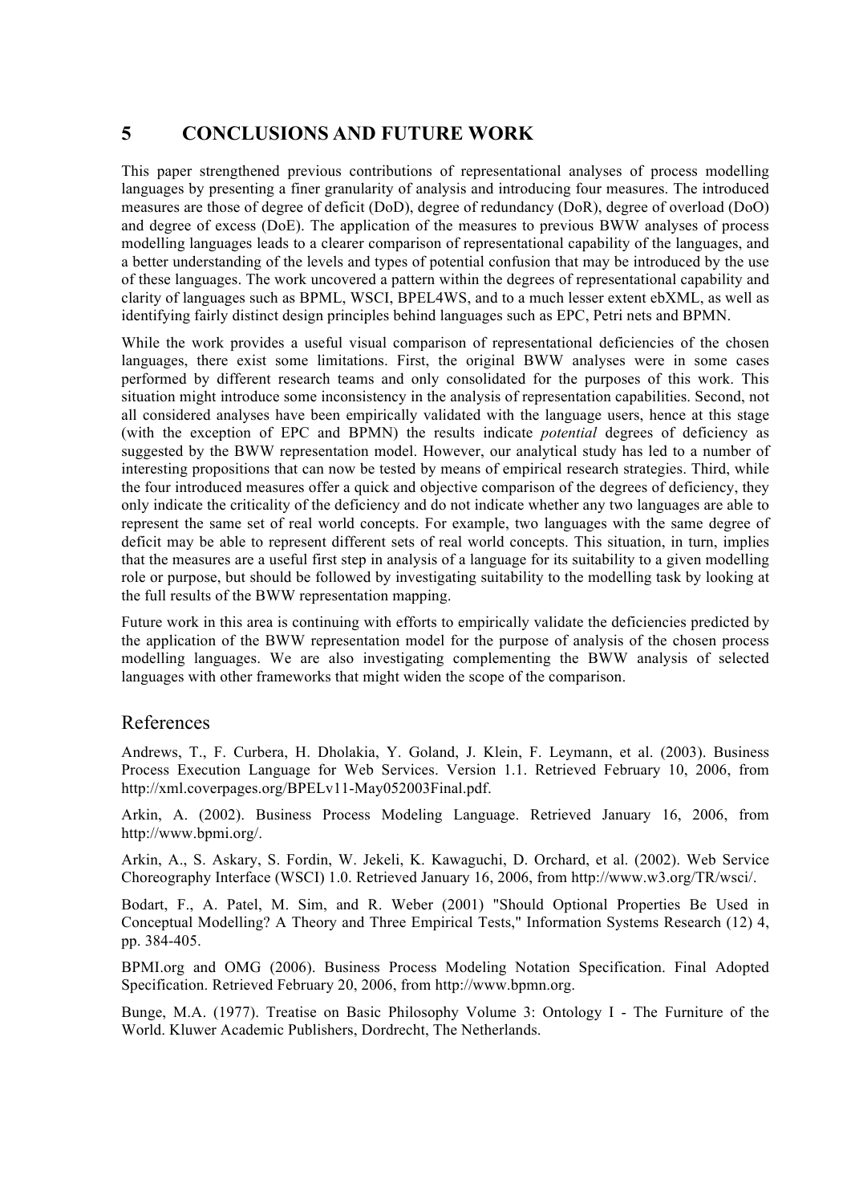# 5 CONCLUSIONS AND FUTURE WORK

This paper strengthened previous contributions of representational analyses of process modelling languages by presenting a finer granularity of analysis and introducing four measures. The introduced measures are those of degree of deficit (DoD), degree of redundancy (DoR), degree of overload (DoO) and degree of excess (DoE). The application of the measures to previous BWW analyses of process modelling languages leads to a clearer comparison of representational capability of the languages, and a better understanding of the levels and types of potential confusion that may be introduced by the use of these languages. The work uncovered a pattern within the degrees of representational capability and clarity of languages such as BPML, WSCI, BPEL4WS, and to a much lesser extent ebXML, as well as identifying fairly distinct design principles behind languages such as EPC, Petri nets and BPMN.

While the work provides a useful visual comparison of representational deficiencies of the chosen languages, there exist some limitations. First, the original BWW analyses were in some cases performed by different research teams and only consolidated for the purposes of this work. This situation might introduce some inconsistency in the analysis of representation capabilities. Second, not all considered analyses have been empirically validated with the language users, hence at this stage (with the exception of EPC and BPMN) the results indicate *potential* degrees of deficiency as suggested by the BWW representation model. However, our analytical study has led to a number of interesting propositions that can now be tested by means of empirical research strategies. Third, while the four introduced measures offer a quick and objective comparison of the degrees of deficiency, they only indicate the criticality of the deficiency and do not indicate whether any two languages are able to represent the same set of real world concepts. For example, two languages with the same degree of deficit may be able to represent different sets of real world concepts. This situation, in turn, implies that the measures are a useful first step in analysis of a language for its suitability to a given modelling role or purpose, but should be followed by investigating suitability to the modelling task by looking at the full results of the BWW representation mapping.

Future work in this area is continuing with efforts to empirically validate the deficiencies predicted by the application of the BWW representation model for the purpose of analysis of the chosen process modelling languages. We are also investigating complementing the BWW analysis of selected languages with other frameworks that might widen the scope of the comparison.

## References

Andrews, T., F. Curbera, H. Dholakia, Y. Goland, J. Klein, F. Leymann, et al. (2003). Business Process Execution Language for Web Services. Version 1.1. Retrieved February 10, 2006, from http://xml.coverpages.org/BPELv11-May052003Final.pdf.

Arkin, A. (2002). Business Process Modeling Language. Retrieved January 16, 2006, from http://www.bpmi.org/.

Arkin, A., S. Askary, S. Fordin, W. Jekeli, K. Kawaguchi, D. Orchard, et al. (2002). Web Service Choreography Interface (WSCI) 1.0. Retrieved January 16, 2006, from http://www.w3.org/TR/wsci/.

Bodart, F., A. Patel, M. Sim, and R. Weber (2001) "Should Optional Properties Be Used in Conceptual Modelling? A Theory and Three Empirical Tests," Information Systems Research (12) 4, pp. 384-405.

BPMI.org and OMG (2006). Business Process Modeling Notation Specification. Final Adopted Specification. Retrieved February 20, 2006, from http://www.bpmn.org.

Bunge, M.A. (1977). Treatise on Basic Philosophy Volume 3: Ontology I - The Furniture of the World. Kluwer Academic Publishers, Dordrecht, The Netherlands.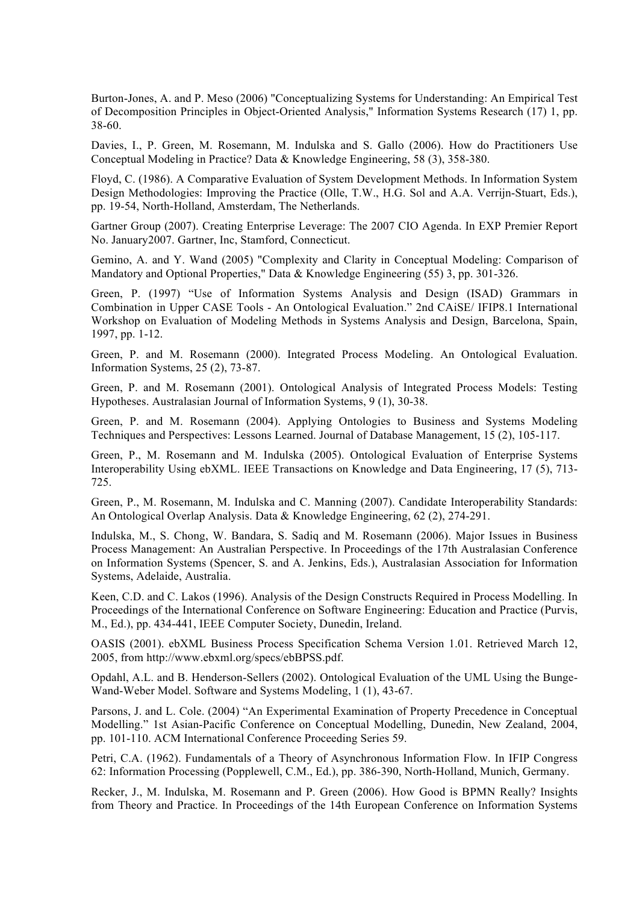Burton-Jones, A. and P. Meso (2006) "Conceptualizing Systems for Understanding: An Empirical Test of Decomposition Principles in Object-Oriented Analysis," Information Systems Research (17) 1, pp. 38-60.

Davies, I., P. Green, M. Rosemann, M. Indulska and S. Gallo (2006). How do Practitioners Use Conceptual Modeling in Practice? Data & Knowledge Engineering, 58 (3), 358-380.

Floyd, C. (1986). A Comparative Evaluation of System Development Methods. In Information System Design Methodologies: Improving the Practice (Olle, T.W., H.G. Sol and A.A. Verrijn-Stuart, Eds.), pp. 19-54, North-Holland, Amsterdam, The Netherlands.

Gartner Group (2007). Creating Enterprise Leverage: The 2007 CIO Agenda. In EXP Premier Report No. January2007. Gartner, Inc, Stamford, Connecticut.

Gemino, A. and Y. Wand (2005) "Complexity and Clarity in Conceptual Modeling: Comparison of Mandatory and Optional Properties," Data & Knowledge Engineering (55) 3, pp. 301-326.

Green, P. (1997) "Use of Information Systems Analysis and Design (ISAD) Grammars in Combination in Upper CASE Tools - An Ontological Evaluation." 2nd CAiSE/ IFIP8.1 International Workshop on Evaluation of Modeling Methods in Systems Analysis and Design, Barcelona, Spain, 1997, pp. 1-12.

Green, P. and M. Rosemann (2000). Integrated Process Modeling. An Ontological Evaluation. Information Systems, 25 (2), 73-87.

Green, P. and M. Rosemann (2001). Ontological Analysis of Integrated Process Models: Testing Hypotheses. Australasian Journal of Information Systems, 9 (1), 30-38.

Green, P. and M. Rosemann (2004). Applying Ontologies to Business and Systems Modeling Techniques and Perspectives: Lessons Learned. Journal of Database Management, 15 (2), 105-117.

Green, P., M. Rosemann and M. Indulska (2005). Ontological Evaluation of Enterprise Systems Interoperability Using ebXML. IEEE Transactions on Knowledge and Data Engineering, 17 (5), 713-725.

Green, P., M. Rosemann, M. Indulska and C. Manning (2007). Candidate Interoperability Standards: An Ontological Overlap Analysis. Data & Knowledge Engineering, 62 (2), 274-291.

Indulska, M., S. Chong, W. Bandara, S. Sadiq and M. Rosemann (2006). Major Issues in Business Process Management: An Australian Perspective. In Proceedings of the 17th Australasian Conference on Information Systems (Spencer, S. and A. Jenkins, Eds.), Australasian Association for Information Systems, Adelaide, Australia.

Keen, C.D. and C. Lakos (1996). Analysis of the Design Constructs Required in Process Modelling. In Proceedings of the International Conference on Software Engineering: Education and Practice (Purvis, M., Ed.), pp. 434-441, IEEE Computer Society, Dunedin, Ireland.

OASIS (2001). ebXML Business Process Specification Schema Version 1.01. Retrieved March 12, 2005, from http://www.ebxml.org/specs/ebBPSS.pdf.

Opdahl, A.L. and B. Henderson-Sellers (2002). Ontological Evaluation of the UML Using the Bunge-Wand-Weber Model. Software and Systems Modeling, 1 (1), 43-67.

Parsons, J. and L. Cole. (2004) "An Experimental Examination of Property Precedence in Conceptual Modelling." 1st Asian-Pacific Conference on Conceptual Modelling, Dunedin, New Zealand, 2004, pp. 101-110. ACM International Conference Proceeding Series 59.

Petri, C.A. (1962). Fundamentals of a Theory of Asynchronous Information Flow. In IFIP Congress 62: Information Processing (Popplewell, C.M., Ed.), pp. 386-390, North-Holland, Munich, Germany.

Recker, J., M. Indulska, M. Rosemann and P. Green (2006). How Good is BPMN Really? Insights from Theory and Practice. In Proceedings of the 14th European Conference on Information Systems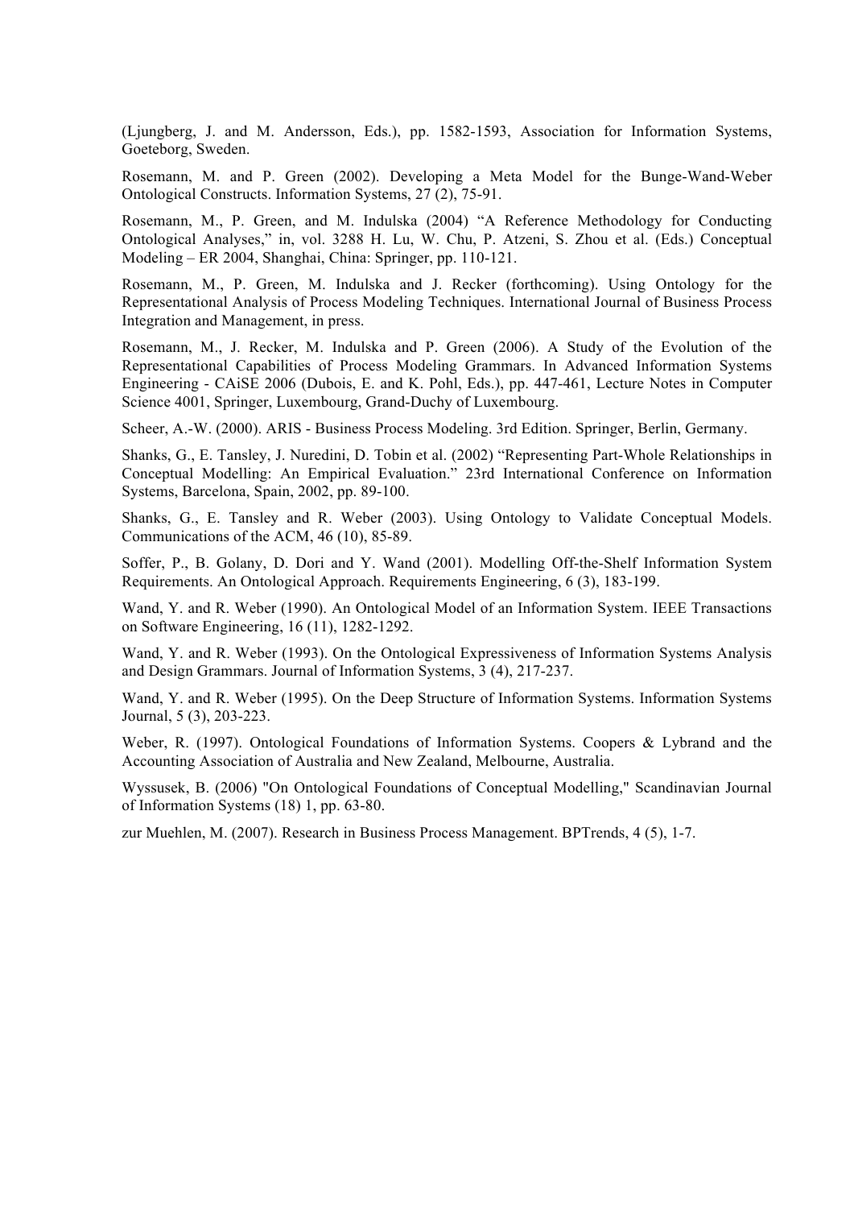(Ljungberg, J. and M. Andersson, Eds.), pp. 1582-1593, Association for Information Systems, Goeteborg, Sweden.

Rosemann, M. and P. Green (2002). Developing a Meta Model for the Bunge-Wand-Weber Ontological Constructs. Information Systems, 27 (2), 75-91.

Rosemann, M., P. Green, and M. Indulska (2004) "A Reference Methodology for Conducting Ontological Analyses," in, vol. 3288 H. Lu, W. Chu, P. Atzeni, S. Zhou et al. (Eds.) Conceptual Modeling – ER 2004, Shanghai, China: Springer, pp. 110-121.

Rosemann, M., P. Green, M. Indulska and J. Recker (forthcoming). Using Ontology for the Representational Analysis of Process Modeling Techniques. International Journal of Business Process Integration and Management, in press.

Rosemann, M., J. Recker, M. Indulska and P. Green (2006). A Study of the Evolution of the Representational Capabilities of Process Modeling Grammars. In Advanced Information Systems Engineering - CAiSE 2006 (Dubois, E. and K. Pohl, Eds.), pp. 447-461, Lecture Notes in Computer Science 4001, Springer, Luxembourg, Grand-Duchy of Luxembourg.

Scheer, A.-W. (2000). ARIS - Business Process Modeling. 3rd Edition. Springer, Berlin, Germany.

Shanks, G., E. Tansley, J. Nuredini, D. Tobin et al. (2002) "Representing Part-Whole Relationships in Conceptual Modelling: An Empirical Evaluation." 23rd International Conference on Information Systems, Barcelona, Spain, 2002, pp. 89-100.

Shanks, G., E. Tansley and R. Weber (2003). Using Ontology to Validate Conceptual Models. Communications of the ACM, 46 (10), 85-89.

Soffer, P., B. Golany, D. Dori and Y. Wand (2001). Modelling Off-the-Shelf Information System Requirements. An Ontological Approach. Requirements Engineering, 6 (3), 183-199.

Wand, Y. and R. Weber (1990). An Ontological Model of an Information System. IEEE Transactions on Software Engineering, 16 (11), 1282-1292.

Wand, Y. and R. Weber (1993). On the Ontological Expressiveness of Information Systems Analysis and Design Grammars. Journal of Information Systems, 3 (4), 217-237.

Wand, Y. and R. Weber (1995). On the Deep Structure of Information Systems. Information Systems Journal, 5 (3), 203-223.

Weber, R. (1997). Ontological Foundations of Information Systems. Coopers & Lybrand and the Accounting Association of Australia and New Zealand, Melbourne, Australia.

Wyssusek, B. (2006) "On Ontological Foundations of Conceptual Modelling," Scandinavian Journal of Information Systems (18) 1, pp. 63-80.

zur Muehlen, M. (2007). Research in Business Process Management. BPTrends, 4 (5), 1-7.